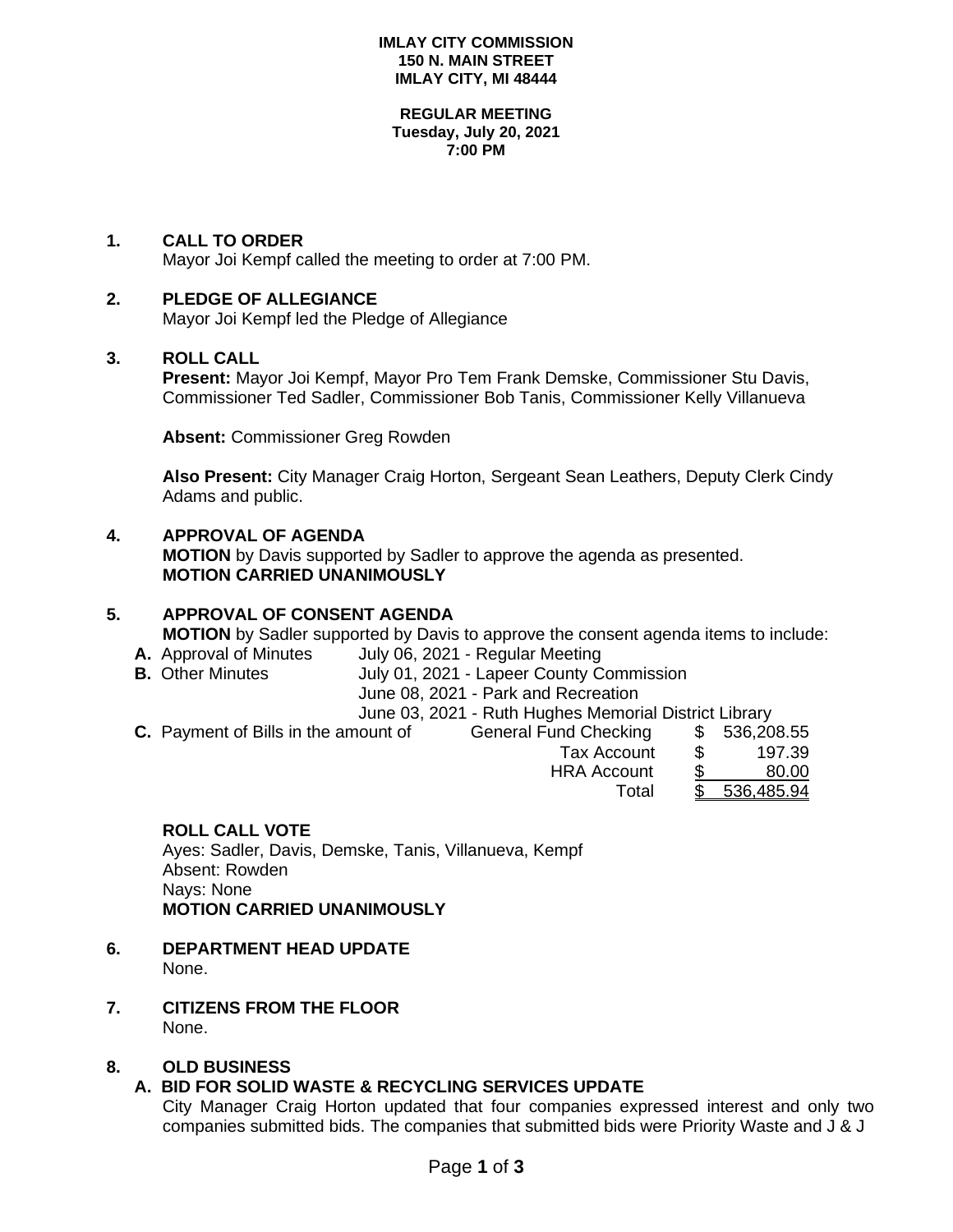**IMLAY CITY COMMISSION**
**150 N. MAIN STREET**
**IMLAY CITY, MI 48444**

**REGULAR MEETING**
**Tuesday, July 20, 2021**
**7:00 PM**

## 1. CALL TO ORDER

Mayor Joi Kempf called the meeting to order at 7:00 PM.

## 2. PLEDGE OF ALLEGIANCE

Mayor Joi Kempf led the Pledge of Allegiance

## 3. ROLL CALL

**Present:** Mayor Joi Kempf, Mayor Pro Tem Frank Demske, Commissioner Stu Davis, Commissioner Ted Sadler, Commissioner Bob Tanis, Commissioner Kelly Villanueva

**Absent:** Commissioner Greg Rowden

**Also Present:** City Manager Craig Horton, Sergeant Sean Leathers, Deputy Clerk Cindy Adams and public.

## 4. APPROVAL OF AGENDA

**MOTION** by Davis supported by Sadler to approve the agenda as presented.
**MOTION CARRIED UNANIMOUSLY**

## 5. APPROVAL OF CONSENT AGENDA

**MOTION** by Sadler supported by Davis to approve the consent agenda items to include:

**A.** Approval of Minutes — July 06, 2021 - Regular Meeting

**B.** Other Minutes — July 01, 2021 - Lapeer County Commission
June 08, 2021 - Park and Recreation
June 03, 2021 - Ruth Hughes Memorial District Library

**C.** Payment of Bills in the amount of

| | | |
|---|---|---|
| General Fund Checking | $ | 536,208.55 |
| Tax Account | $ | 197.39 |
| HRA Account | $ | 80.00 |
| Total | $ | 536,485.94 |

**ROLL CALL VOTE**
Ayes: Sadler, Davis, Demske, Tanis, Villanueva, Kempf
Absent: Rowden
Nays: None
**MOTION CARRIED UNANIMOUSLY**

## 6. DEPARTMENT HEAD UPDATE

None.

## 7. CITIZENS FROM THE FLOOR

None.

## 8. OLD BUSINESS

### A. BID FOR SOLID WASTE & RECYCLING SERVICES UPDATE

City Manager Craig Horton updated that four companies expressed interest and only two companies submitted bids. The companies that submitted bids were Priority Waste and J & J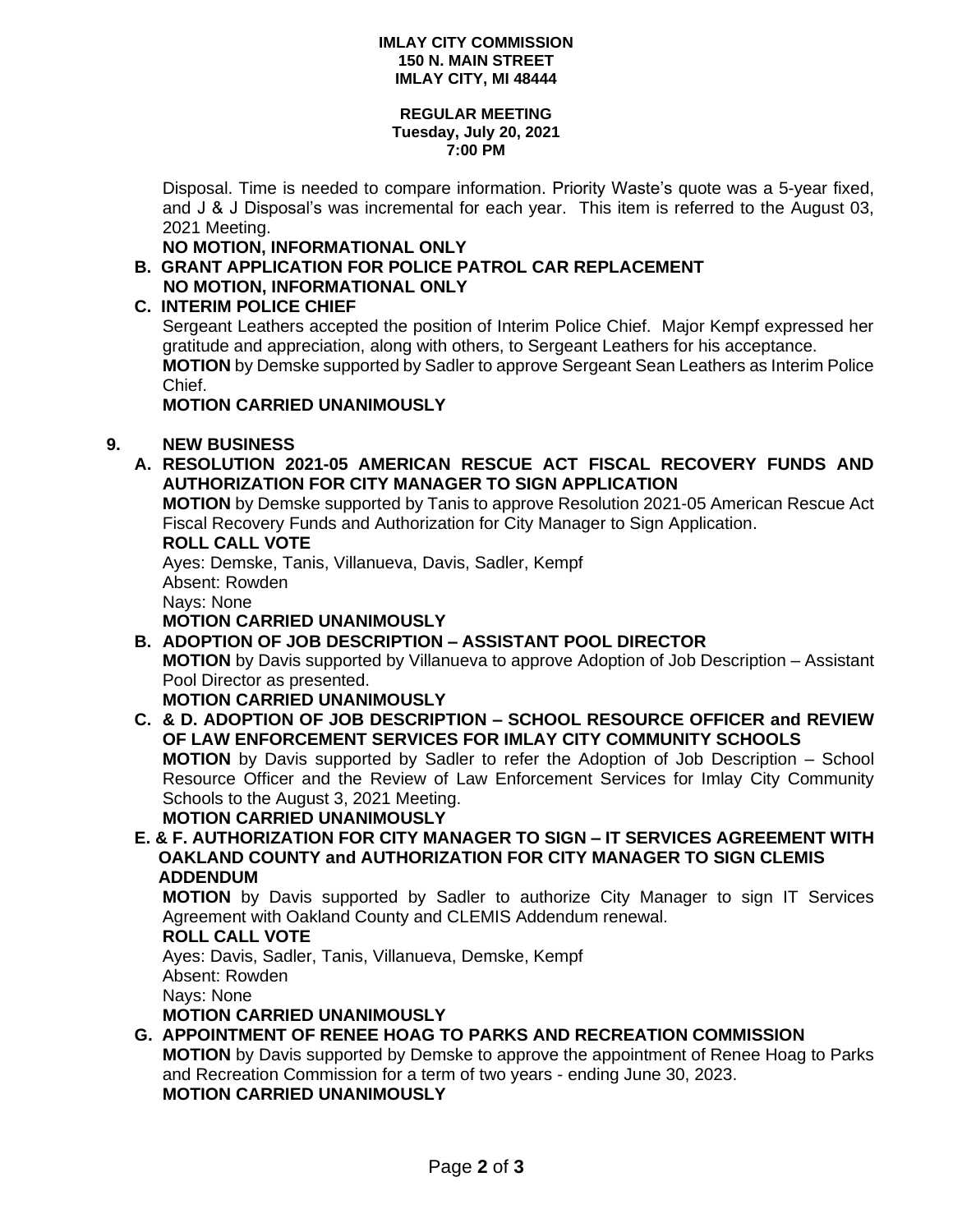Disposal. Time is needed to compare information. Priority Waste's quote was a 5-year fixed, and J & J Disposal's was incremental for each year. This item is referred to the August 03, 2021 Meeting.

**NO MOTION, INFORMATIONAL ONLY**

**B. GRANT APPLICATION FOR POLICE PATROL CAR REPLACEMENT**
**NO MOTION, INFORMATIONAL ONLY**

**C. INTERIM POLICE CHIEF**

Sergeant Leathers accepted the position of Interim Police Chief. Major Kempf expressed her gratitude and appreciation, along with others, to Sergeant Leathers for his acceptance.

**MOTION** by Demske supported by Sadler to approve Sergeant Sean Leathers as Interim Police Chief.

**MOTION CARRIED UNANIMOUSLY**

## 9. NEW BUSINESS

**A. RESOLUTION 2021-05 AMERICAN RESCUE ACT FISCAL RECOVERY FUNDS AND AUTHORIZATION FOR CITY MANAGER TO SIGN APPLICATION**

**MOTION** by Demske supported by Tanis to approve Resolution 2021-05 American Rescue Act Fiscal Recovery Funds and Authorization for City Manager to Sign Application.

**ROLL CALL VOTE**

Ayes: Demske, Tanis, Villanueva, Davis, Sadler, Kempf
Absent: Rowden
Nays: None

**MOTION CARRIED UNANIMOUSLY**

**B. ADOPTION OF JOB DESCRIPTION – ASSISTANT POOL DIRECTOR**

**MOTION** by Davis supported by Villanueva to approve Adoption of Job Description – Assistant Pool Director as presented.

**MOTION CARRIED UNANIMOUSLY**

**C. & D. ADOPTION OF JOB DESCRIPTION – SCHOOL RESOURCE OFFICER and REVIEW OF LAW ENFORCEMENT SERVICES FOR IMLAY CITY COMMUNITY SCHOOLS**

**MOTION** by Davis supported by Sadler to refer the Adoption of Job Description – School Resource Officer and the Review of Law Enforcement Services for Imlay City Community Schools to the August 3, 2021 Meeting.

**MOTION CARRIED UNANIMOUSLY**

**E. & F. AUTHORIZATION FOR CITY MANAGER TO SIGN – IT SERVICES AGREEMENT WITH OAKLAND COUNTY and AUTHORIZATION FOR CITY MANAGER TO SIGN CLEMIS ADDENDUM**

**MOTION** by Davis supported by Sadler to authorize City Manager to sign IT Services Agreement with Oakland County and CLEMIS Addendum renewal.

**ROLL CALL VOTE**

Ayes: Davis, Sadler, Tanis, Villanueva, Demske, Kempf
Absent: Rowden
Nays: None

**MOTION CARRIED UNANIMOUSLY**

**G. APPOINTMENT OF RENEE HOAG TO PARKS AND RECREATION COMMISSION**

**MOTION** by Davis supported by Demske to approve the appointment of Renee Hoag to Parks and Recreation Commission for a term of two years - ending June 30, 2023.

**MOTION CARRIED UNANIMOUSLY**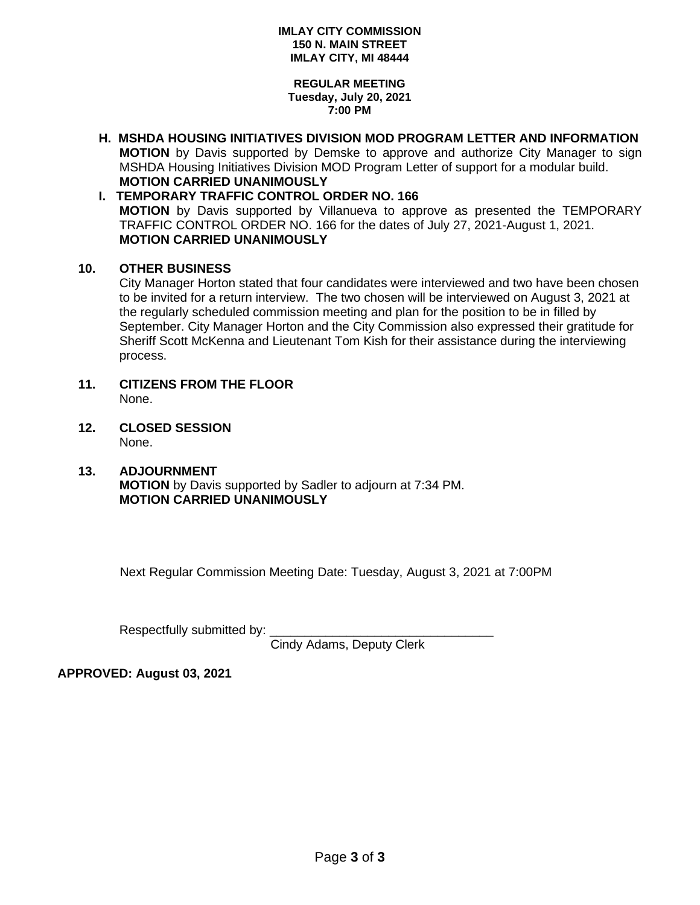**IMLAY CITY COMMISSION**
**150 N. MAIN STREET**
**IMLAY CITY, MI 48444**

**REGULAR MEETING**
**Tuesday, July 20, 2021**
**7:00 PM**

**H. MSHDA HOUSING INITIATIVES DIVISION MOD PROGRAM LETTER AND INFORMATION**
**MOTION** by Davis supported by Demske to approve and authorize City Manager to sign MSHDA Housing Initiatives Division MOD Program Letter of support for a modular build.
**MOTION CARRIED UNANIMOUSLY**

**I. TEMPORARY TRAFFIC CONTROL ORDER NO. 166**
**MOTION** by Davis supported by Villanueva to approve as presented the TEMPORARY TRAFFIC CONTROL ORDER NO. 166 for the dates of July 27, 2021-August 1, 2021.
**MOTION CARRIED UNANIMOUSLY**

**10. OTHER BUSINESS**

City Manager Horton stated that four candidates were interviewed and two have been chosen to be invited for a return interview. The two chosen will be interviewed on August 3, 2021 at the regularly scheduled commission meeting and plan for the position to be in filled by September. City Manager Horton and the City Commission also expressed their gratitude for Sheriff Scott McKenna and Lieutenant Tom Kish for their assistance during the interviewing process.

**11. CITIZENS FROM THE FLOOR**

None.

**12. CLOSED SESSION**

None.

**13. ADJOURNMENT**

**MOTION** by Davis supported by Sadler to adjourn at 7:34 PM.
**MOTION CARRIED UNANIMOUSLY**

Next Regular Commission Meeting Date: Tuesday, August 3, 2021 at 7:00PM

Respectfully submitted by: ________________________________
Cindy Adams, Deputy Clerk

**APPROVED: August 03, 2021**